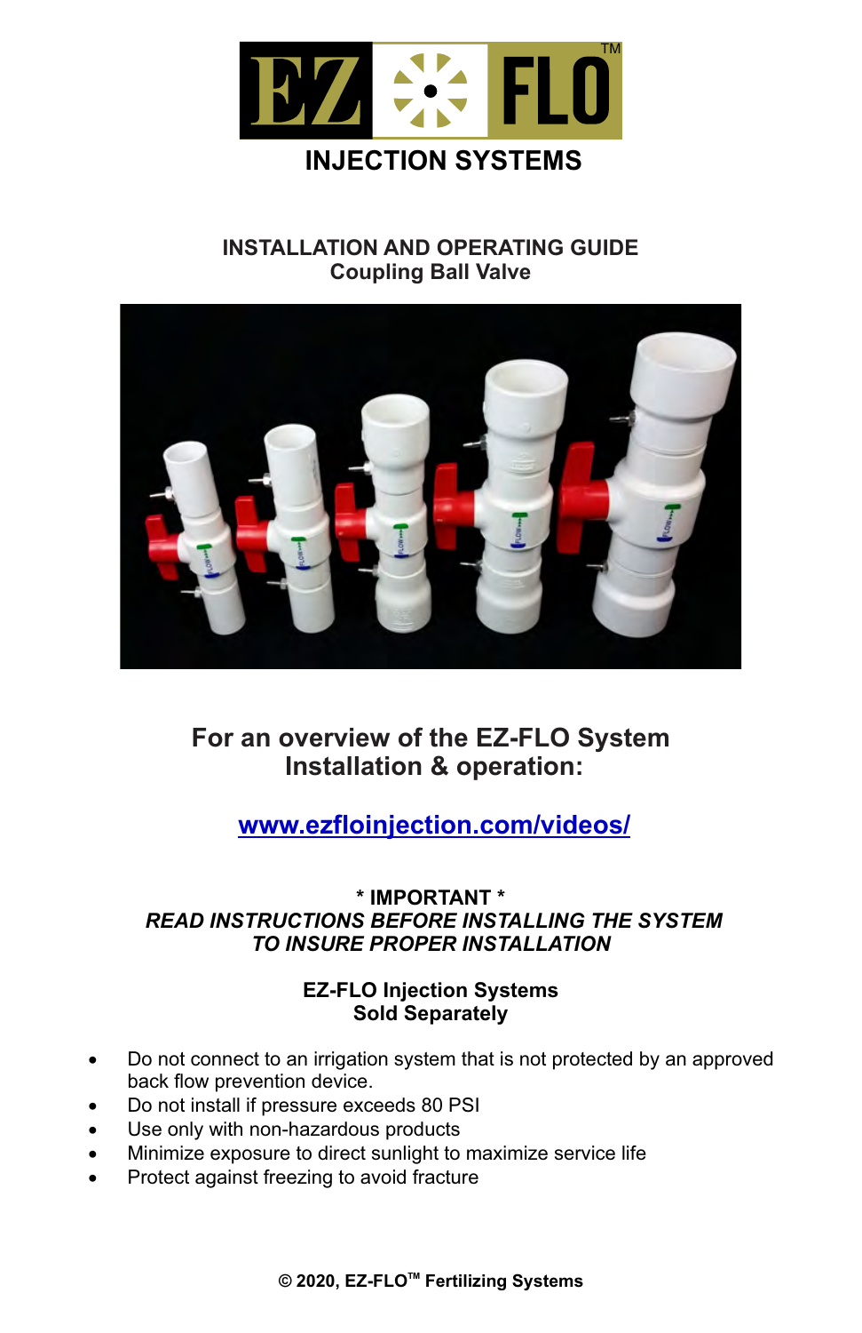# EZ FLO™

## INJECTION SYSTEMS

### INSTALLATION AND OPERATING GUIDE
### Coupling Ball Valve

**For an overview of the EZ-FLO System Installation & operation:**

**[www.ezfloinjection.com/videos/](www.ezfloinjection.com/videos/)**

**\* IMPORTANT \***
***READ INSTRUCTIONS BEFORE INSTALLING THE SYSTEM TO INSURE PROPER INSTALLATION***

**EZ-FLO Injection Systems Sold Separately**

- Do not connect to an irrigation system that is not protected by an approved back flow prevention device.
- Do not install if pressure exceeds 80 PSI
- Use only with non-hazardous products
- Minimize exposure to direct sunlight to maximize service life
- Protect against freezing to avoid fracture

**© 2020, EZ-FLO™ Fertilizing Systems**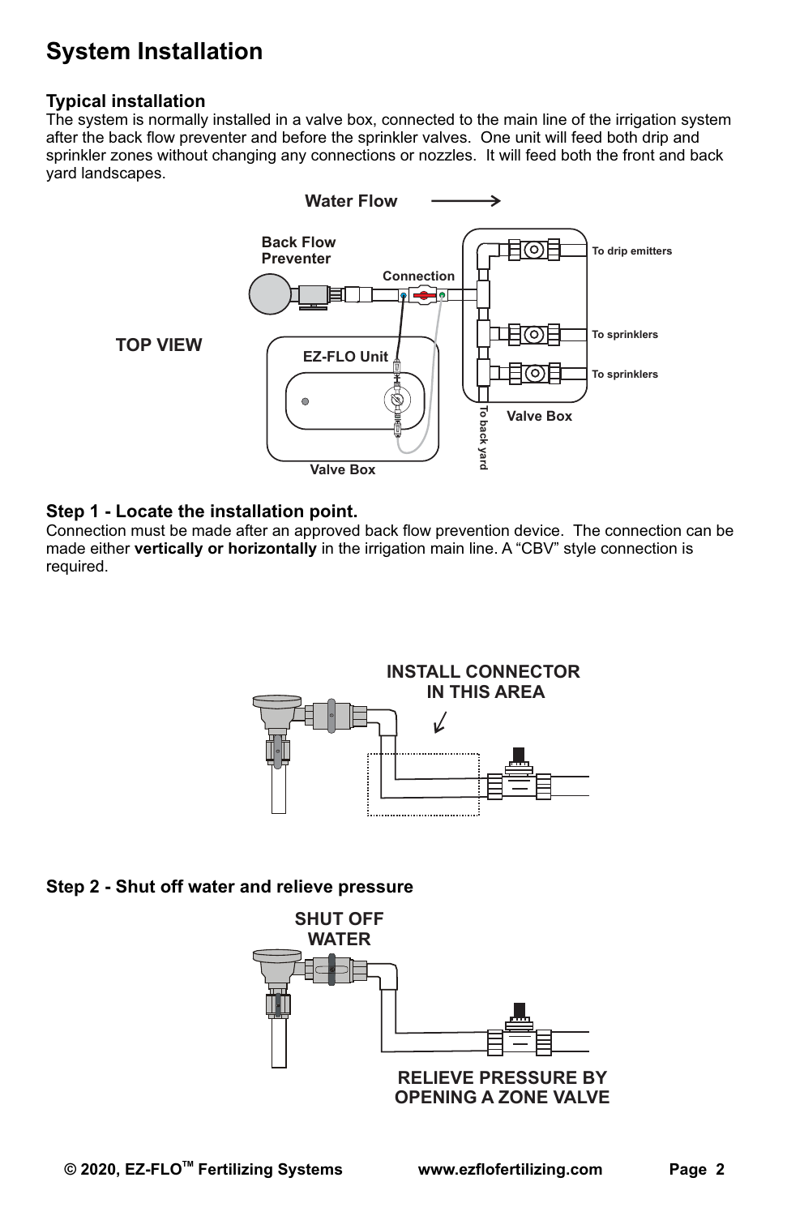# System Installation

### Typical installation

The system is normally installed in a valve box, connected to the main line of the irrigation system after the back flow preventer and before the sprinkler valves. One unit will feed both drip and sprinkler zones without changing any connections or nozzles. It will feed both the front and back yard landscapes.

Water Flow →

TOP VIEW

Back Flow Preventer

Connection

EZ-FLO Unit

Valve Box

To drip emitters

To sprinklers

To sprinklers

To back yard

Valve Box

### Step 1 - Locate the installation point.

Connection must be made after an approved back flow prevention device. The connection can be made either **vertically or horizontally** in the irrigation main line. A “CBV” style connection is required.

INSTALL CONNECTOR IN THIS AREA

### Step 2 - Shut off water and relieve pressure

SHUT OFF WATER

RELIEVE PRESSURE BY OPENING A ZONE VALVE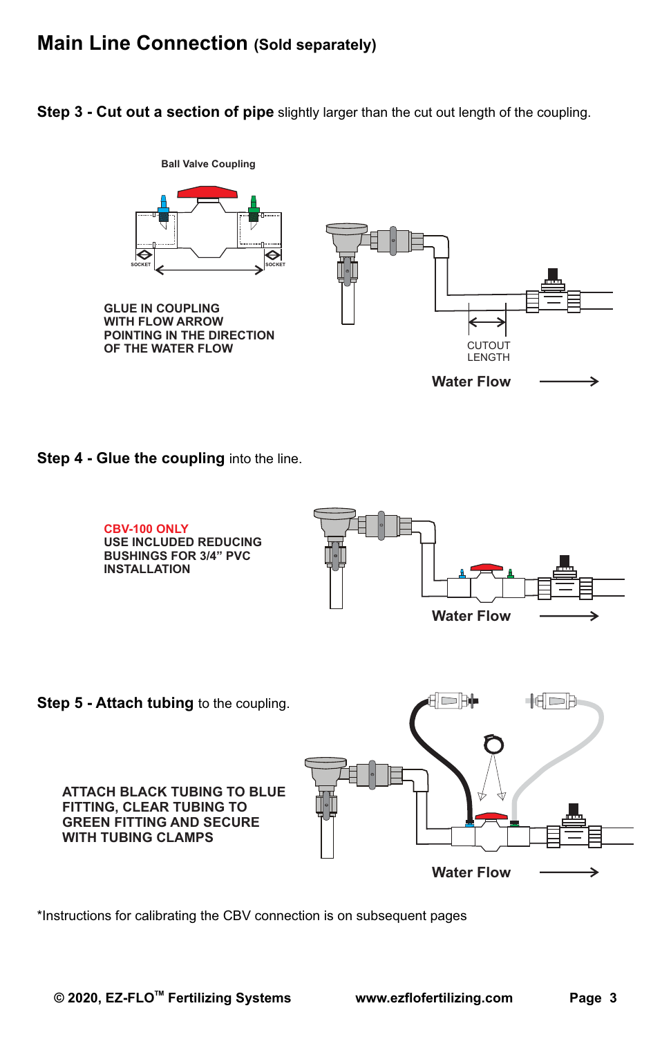## Main Line Connection (Sold separately)

**Step 3 - Cut out a section of pipe** slightly larger than the cut out length of the coupling.

Ball Valve Coupling

SOCKET

SOCKET

GLUE IN COUPLING WITH FLOW ARROW POINTING IN THE DIRECTION OF THE WATER FLOW

CUTOUT LENGTH

Water Flow

**Step 4 - Glue the coupling** into the line.

CBV-100 ONLY
USE INCLUDED REDUCING BUSHINGS FOR 3/4" PVC INSTALLATION

Water Flow

**Step 5 - Attach tubing** to the coupling.

ATTACH BLACK TUBING TO BLUE FITTING, CLEAR TUBING TO GREEN FITTING AND SECURE WITH TUBING CLAMPS

Water Flow

*Instructions for calibrating the CBV connection is on subsequent pages

© 2020, EZ-FLO™ Fertilizing Systems www.ezflofertilizing.com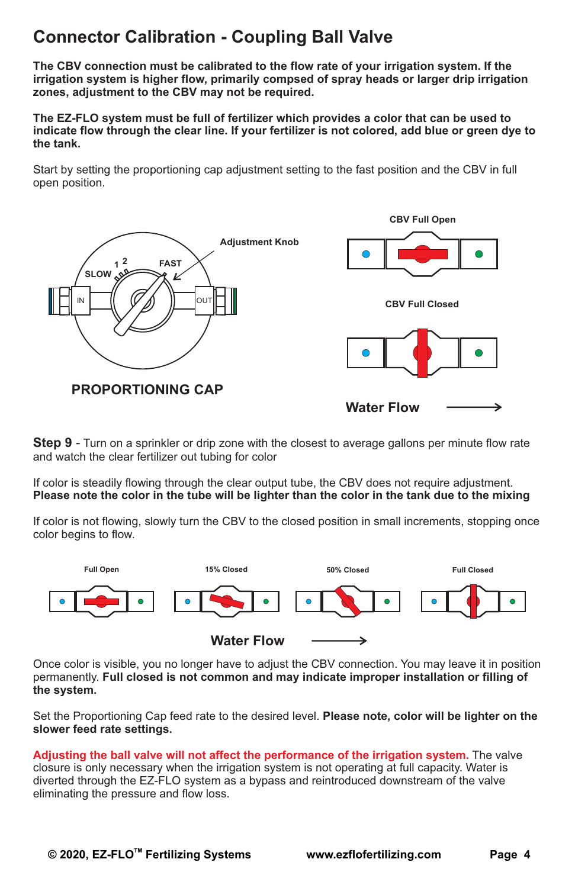# Connector Calibration - Coupling Ball Valve

**The CBV connection must be calibrated to the flow rate of your irrigation system. If the irrigation system is higher flow, primarily compsed of spray heads or larger drip irrigation zones, adjustment to the CBV may not be required.**

**The EZ-FLO system must be full of fertilizer which provides a color that can be used to indicate flow through the clear line. If your fertilizer is not colored, add blue or green dye to the tank.**

Start by setting the proportioning cap adjustment setting to the fast position and the CBV in full open position.

Adjustment Knob

SLOW 1 2 FAST

IN OUT

**PROPORTIONING CAP**

CBV Full Open

CBV Full Closed

**Water Flow**

**Step 9** - Turn on a sprinkler or drip zone with the closest to average gallons per minute flow rate and watch the clear fertilizer out tubing for color

If color is steadily flowing through the clear output tube, the CBV does not require adjustment. **Please note the color in the tube will be lighter than the color in the tank due to the mixing**

If color is not flowing, slowly turn the CBV to the closed position in small increments, stopping once color begins to flow.

Full Open

15% Closed

50% Closed

Full Closed

**Water Flow**

Once color is visible, you no longer have to adjust the CBV connection. You may leave it in position permanently. **Full closed is not common and may indicate improper installation or filling of the system.**

Set the Proportioning Cap feed rate to the desired level. **Please note, color will be lighter on the slower feed rate settings.**

**Adjusting the ball valve will not affect the performance of the irrigation system.** The valve closure is only necessary when the irrigation system is not operating at full capacity. Water is diverted through the EZ-FLO system as a bypass and reintroduced downstream of the valve eliminating the pressure and flow loss.

**© 2020, EZ-FLO™ Fertilizing Systems** **www.ezflofertilizing.com**